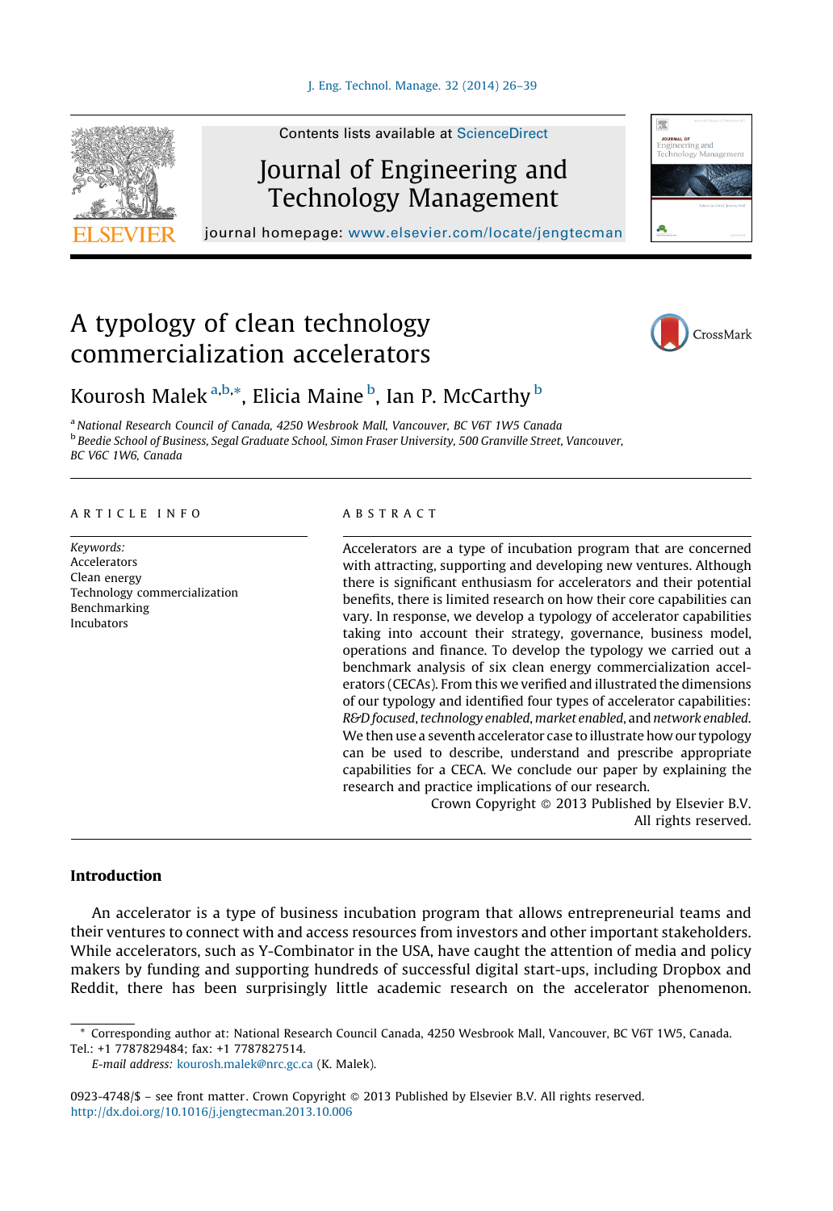# A typology of clean technology commercialization accelerators

Kourosh Malek [a,b,*], Elicia Maine [b], Ian P. McCarthy [b]

[a] National Research Council of Canada, 4250 Wesbrook Mall, Vancouver, BC V6T 1W5 Canada

[b] Beedie School of Business, Segal Graduate School, Simon Fraser University, 500 Granville Street, Vancouver, BC V6C 1W6, Canada

ARTICLE INFO

*Keywords:*
Accelerators
Clean energy
Technology commercialization
Benchmarking
Incubators

ABSTRACT

Accelerators are a type of incubation program that are concerned with attracting, supporting and developing new ventures. Although there is significant enthusiasm for accelerators and their potential benefits, there is limited research on how their core capabilities can vary. In response, we develop a typology of accelerator capabilities taking into account their strategy, governance, business model, operations and finance. To develop the typology we carried out a benchmark analysis of six clean energy commercialization accelerators (CECAs). From this we verified and illustrated the dimensions of our typology and identified four types of accelerator capabilities: *R&D focused*, *technology enabled*, *market enabled*, and *network enabled*. We then use a seventh accelerator case to illustrate how our typology can be used to describe, understand and prescribe appropriate capabilities for a CECA. We conclude our paper by explaining the research and practice implications of our research.

Crown Copyright © 2013 Published by Elsevier B.V. All rights reserved.

## Introduction

An accelerator is a type of business incubation program that allows entrepreneurial teams and their ventures to connect with and access resources from investors and other important stakeholders. While accelerators, such as Y-Combinator in the USA, have caught the attention of media and policy makers by funding and supporting hundreds of successful digital start-ups, including Dropbox and Reddit, there has been surprisingly little academic research on the accelerator phenomenon.

* Corresponding author at: National Research Council Canada, 4250 Wesbrook Mall, Vancouver, BC V6T 1W5, Canada. Tel.: +1 7787829484; fax: +1 7787827514.

*E-mail address:* kourosh.malek@nrc.gc.ca (K. Malek).

0923-4748/$ – see front matter. Crown Copyright © 2013 Published by Elsevier B.V. All rights reserved.
http://dx.doi.org/10.1016/j.jengtecman.2013.10.006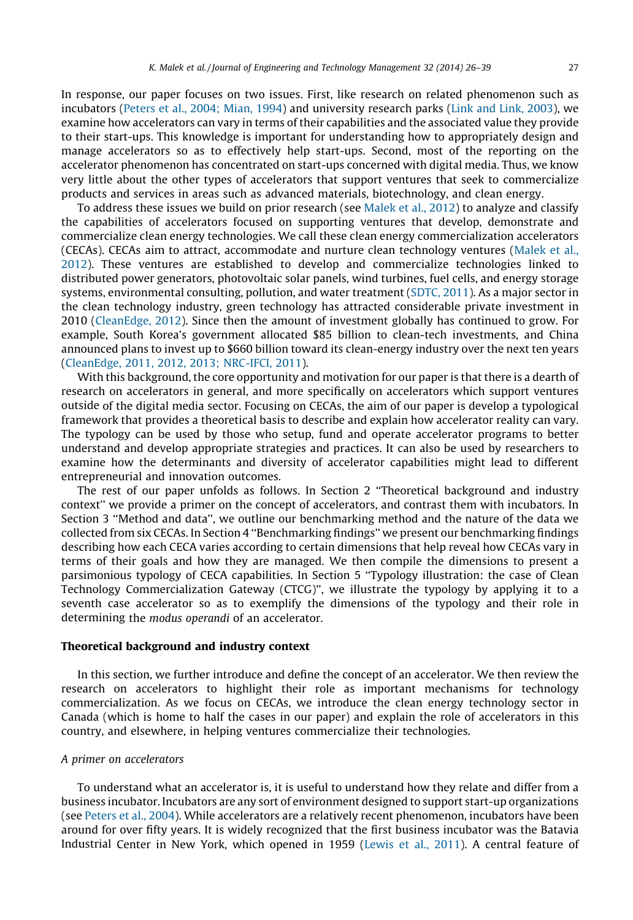In response, our paper focuses on two issues. First, like research on related phenomenon such as incubators (Peters et al., 2004; Mian, 1994) and university research parks (Link and Link, 2003), we examine how accelerators can vary in terms of their capabilities and the associated value they provide to their start-ups. This knowledge is important for understanding how to appropriately design and manage accelerators so as to effectively help start-ups. Second, most of the reporting on the accelerator phenomenon has concentrated on start-ups concerned with digital media. Thus, we know very little about the other types of accelerators that support ventures that seek to commercialize products and services in areas such as advanced materials, biotechnology, and clean energy.

To address these issues we build on prior research (see Malek et al., 2012) to analyze and classify the capabilities of accelerators focused on supporting ventures that develop, demonstrate and commercialize clean energy technologies. We call these clean energy commercialization accelerators (CECAs). CECAs aim to attract, accommodate and nurture clean technology ventures (Malek et al., 2012). These ventures are established to develop and commercialize technologies linked to distributed power generators, photovoltaic solar panels, wind turbines, fuel cells, and energy storage systems, environmental consulting, pollution, and water treatment (SDTC, 2011). As a major sector in the clean technology industry, green technology has attracted considerable private investment in 2010 (CleanEdge, 2012). Since then the amount of investment globally has continued to grow. For example, South Korea's government allocated $85 billion to clean-tech investments, and China announced plans to invest up to $660 billion toward its clean-energy industry over the next ten years (CleanEdge, 2011, 2012, 2013; NRC-IFCI, 2011).

With this background, the core opportunity and motivation for our paper is that there is a dearth of research on accelerators in general, and more specifically on accelerators which support ventures outside of the digital media sector. Focusing on CECAs, the aim of our paper is develop a typological framework that provides a theoretical basis to describe and explain how accelerator reality can vary. The typology can be used by those who setup, fund and operate accelerator programs to better understand and develop appropriate strategies and practices. It can also be used by researchers to examine how the determinants and diversity of accelerator capabilities might lead to different entrepreneurial and innovation outcomes.

The rest of our paper unfolds as follows. In Section 2 ''Theoretical background and industry context'' we provide a primer on the concept of accelerators, and contrast them with incubators. In Section 3 ''Method and data'', we outline our benchmarking method and the nature of the data we collected from six CECAs. In Section 4 ''Benchmarking findings'' we present our benchmarking findings describing how each CECA varies according to certain dimensions that help reveal how CECAs vary in terms of their goals and how they are managed. We then compile the dimensions to present a parsimonious typology of CECA capabilities. In Section 5 ''Typology illustration: the case of Clean Technology Commercialization Gateway (CTCG)'', we illustrate the typology by applying it to a seventh case accelerator so as to exemplify the dimensions of the typology and their role in determining the *modus operandi* of an accelerator.

## Theoretical background and industry context

In this section, we further introduce and define the concept of an accelerator. We then review the research on accelerators to highlight their role as important mechanisms for technology commercialization. As we focus on CECAs, we introduce the clean energy technology sector in Canada (which is home to half the cases in our paper) and explain the role of accelerators in this country, and elsewhere, in helping ventures commercialize their technologies.

### *A primer on accelerators*

To understand what an accelerator is, it is useful to understand how they relate and differ from a business incubator. Incubators are any sort of environment designed to support start-up organizations (see Peters et al., 2004). While accelerators are a relatively recent phenomenon, incubators have been around for over fifty years. It is widely recognized that the first business incubator was the Batavia Industrial Center in New York, which opened in 1959 (Lewis et al., 2011). A central feature of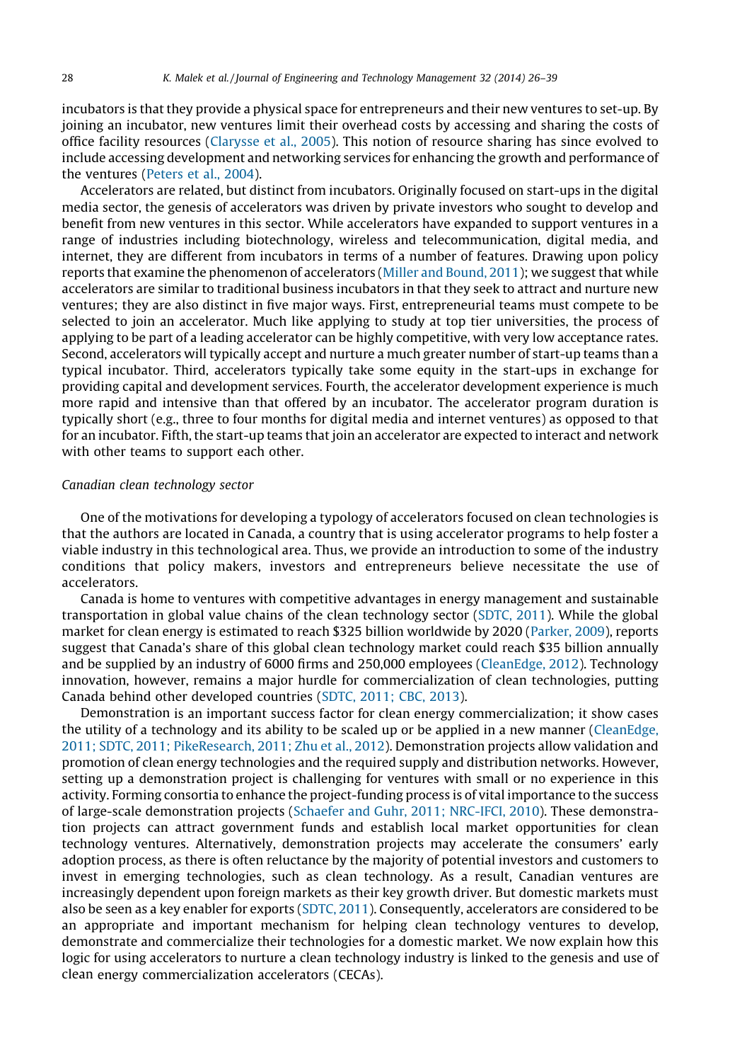incubators is that they provide a physical space for entrepreneurs and their new ventures to set-up. By joining an incubator, new ventures limit their overhead costs by accessing and sharing the costs of office facility resources (Clarysse et al., 2005). This notion of resource sharing has since evolved to include accessing development and networking services for enhancing the growth and performance of the ventures (Peters et al., 2004).

Accelerators are related, but distinct from incubators. Originally focused on start-ups in the digital media sector, the genesis of accelerators was driven by private investors who sought to develop and benefit from new ventures in this sector. While accelerators have expanded to support ventures in a range of industries including biotechnology, wireless and telecommunication, digital media, and internet, they are different from incubators in terms of a number of features. Drawing upon policy reports that examine the phenomenon of accelerators (Miller and Bound, 2011); we suggest that while accelerators are similar to traditional business incubators in that they seek to attract and nurture new ventures; they are also distinct in five major ways. First, entrepreneurial teams must compete to be selected to join an accelerator. Much like applying to study at top tier universities, the process of applying to be part of a leading accelerator can be highly competitive, with very low acceptance rates. Second, accelerators will typically accept and nurture a much greater number of start-up teams than a typical incubator. Third, accelerators typically take some equity in the start-ups in exchange for providing capital and development services. Fourth, the accelerator development experience is much more rapid and intensive than that offered by an incubator. The accelerator program duration is typically short (e.g., three to four months for digital media and internet ventures) as opposed to that for an incubator. Fifth, the start-up teams that join an accelerator are expected to interact and network with other teams to support each other.

*Canadian clean technology sector*

One of the motivations for developing a typology of accelerators focused on clean technologies is that the authors are located in Canada, a country that is using accelerator programs to help foster a viable industry in this technological area. Thus, we provide an introduction to some of the industry conditions that policy makers, investors and entrepreneurs believe necessitate the use of accelerators.

Canada is home to ventures with competitive advantages in energy management and sustainable transportation in global value chains of the clean technology sector (SDTC, 2011). While the global market for clean energy is estimated to reach $325 billion worldwide by 2020 (Parker, 2009), reports suggest that Canada's share of this global clean technology market could reach $35 billion annually and be supplied by an industry of 6000 firms and 250,000 employees (CleanEdge, 2012). Technology innovation, however, remains a major hurdle for commercialization of clean technologies, putting Canada behind other developed countries (SDTC, 2011; CBC, 2013).

Demonstration is an important success factor for clean energy commercialization; it show cases the utility of a technology and its ability to be scaled up or be applied in a new manner (CleanEdge, 2011; SDTC, 2011; PikeResearch, 2011; Zhu et al., 2012). Demonstration projects allow validation and promotion of clean energy technologies and the required supply and distribution networks. However, setting up a demonstration project is challenging for ventures with small or no experience in this activity. Forming consortia to enhance the project-funding process is of vital importance to the success of large-scale demonstration projects (Schaefer and Guhr, 2011; NRC-IFCI, 2010). These demonstration projects can attract government funds and establish local market opportunities for clean technology ventures. Alternatively, demonstration projects may accelerate the consumers' early adoption process, as there is often reluctance by the majority of potential investors and customers to invest in emerging technologies, such as clean technology. As a result, Canadian ventures are increasingly dependent upon foreign markets as their key growth driver. But domestic markets must also be seen as a key enabler for exports (SDTC, 2011). Consequently, accelerators are considered to be an appropriate and important mechanism for helping clean technology ventures to develop, demonstrate and commercialize their technologies for a domestic market. We now explain how this logic for using accelerators to nurture a clean technology industry is linked to the genesis and use of clean energy commercialization accelerators (CECAs).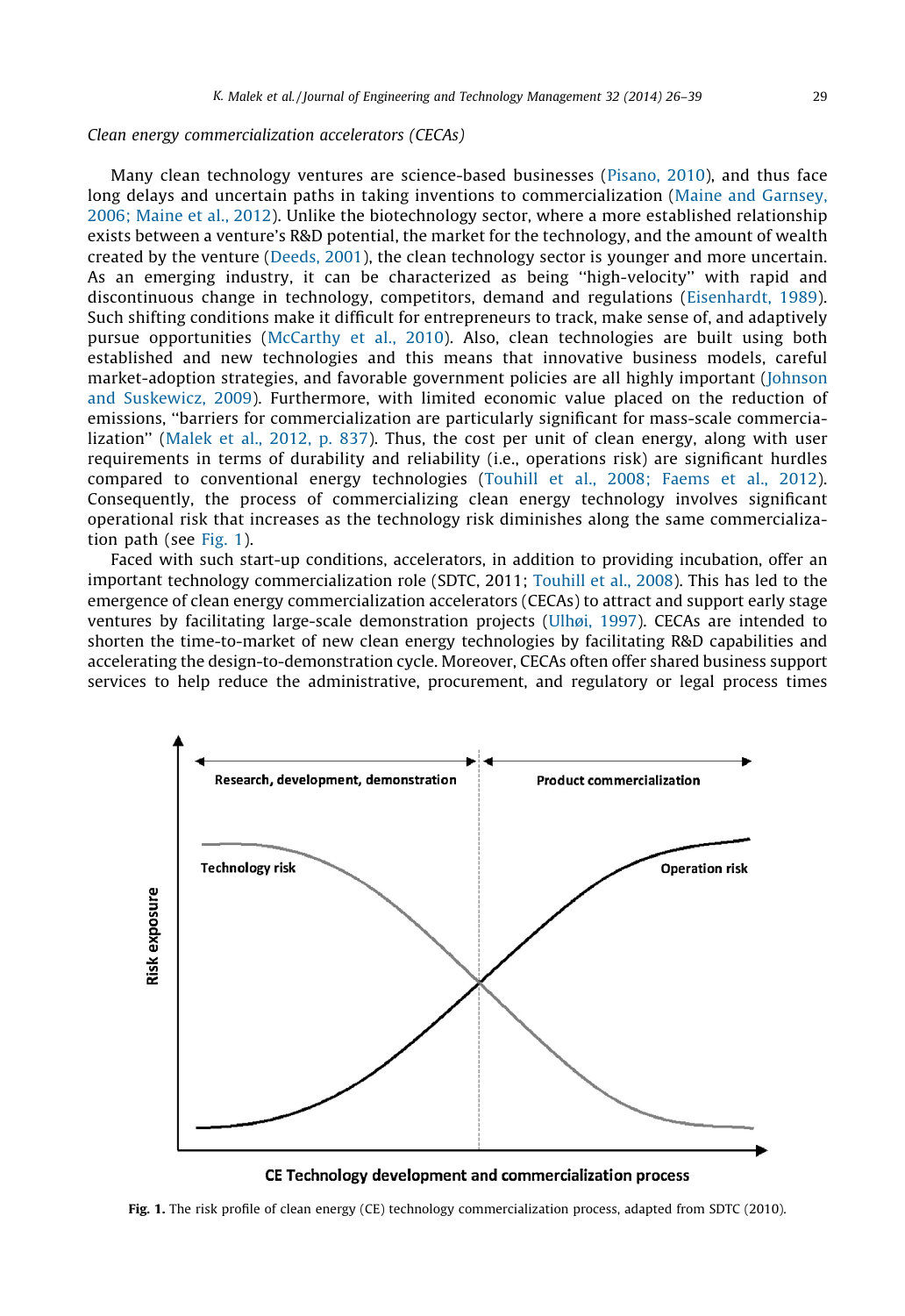*Clean energy commercialization accelerators (CECAs)*

Many clean technology ventures are science-based businesses (Pisano, 2010), and thus face long delays and uncertain paths in taking inventions to commercialization (Maine and Garnsey, 2006; Maine et al., 2012). Unlike the biotechnology sector, where a more established relationship exists between a venture's R&D potential, the market for the technology, and the amount of wealth created by the venture (Deeds, 2001), the clean technology sector is younger and more uncertain. As an emerging industry, it can be characterized as being ''high-velocity'' with rapid and discontinuous change in technology, competitors, demand and regulations (Eisenhardt, 1989). Such shifting conditions make it difficult for entrepreneurs to track, make sense of, and adaptively pursue opportunities (McCarthy et al., 2010). Also, clean technologies are built using both established and new technologies and this means that innovative business models, careful market-adoption strategies, and favorable government policies are all highly important (Johnson and Suskewicz, 2009). Furthermore, with limited economic value placed on the reduction of emissions, ''barriers for commercialization are particularly significant for mass-scale commercialization'' (Malek et al., 2012, p. 837). Thus, the cost per unit of clean energy, along with user requirements in terms of durability and reliability (i.e., operations risk) are significant hurdles compared to conventional energy technologies (Touhill et al., 2008; Faems et al., 2012). Consequently, the process of commercializing clean energy technology involves significant operational risk that increases as the technology risk diminishes along the same commercialization path (see Fig. 1).

Faced with such start-up conditions, accelerators, in addition to providing incubation, offer an important technology commercialization role (SDTC, 2011; Touhill et al., 2008). This has led to the emergence of clean energy commercialization accelerators (CECAs) to attract and support early stage ventures by facilitating large-scale demonstration projects (Ulhøi, 1997). CECAs are intended to shorten the time-to-market of new clean energy technologies by facilitating R&D capabilities and accelerating the design-to-demonstration cycle. Moreover, CECAs often offer shared business support services to help reduce the administrative, procurement, and regulatory or legal process times

**Fig. 1.** The risk profile of clean energy (CE) technology commercialization process, adapted from SDTC (2010).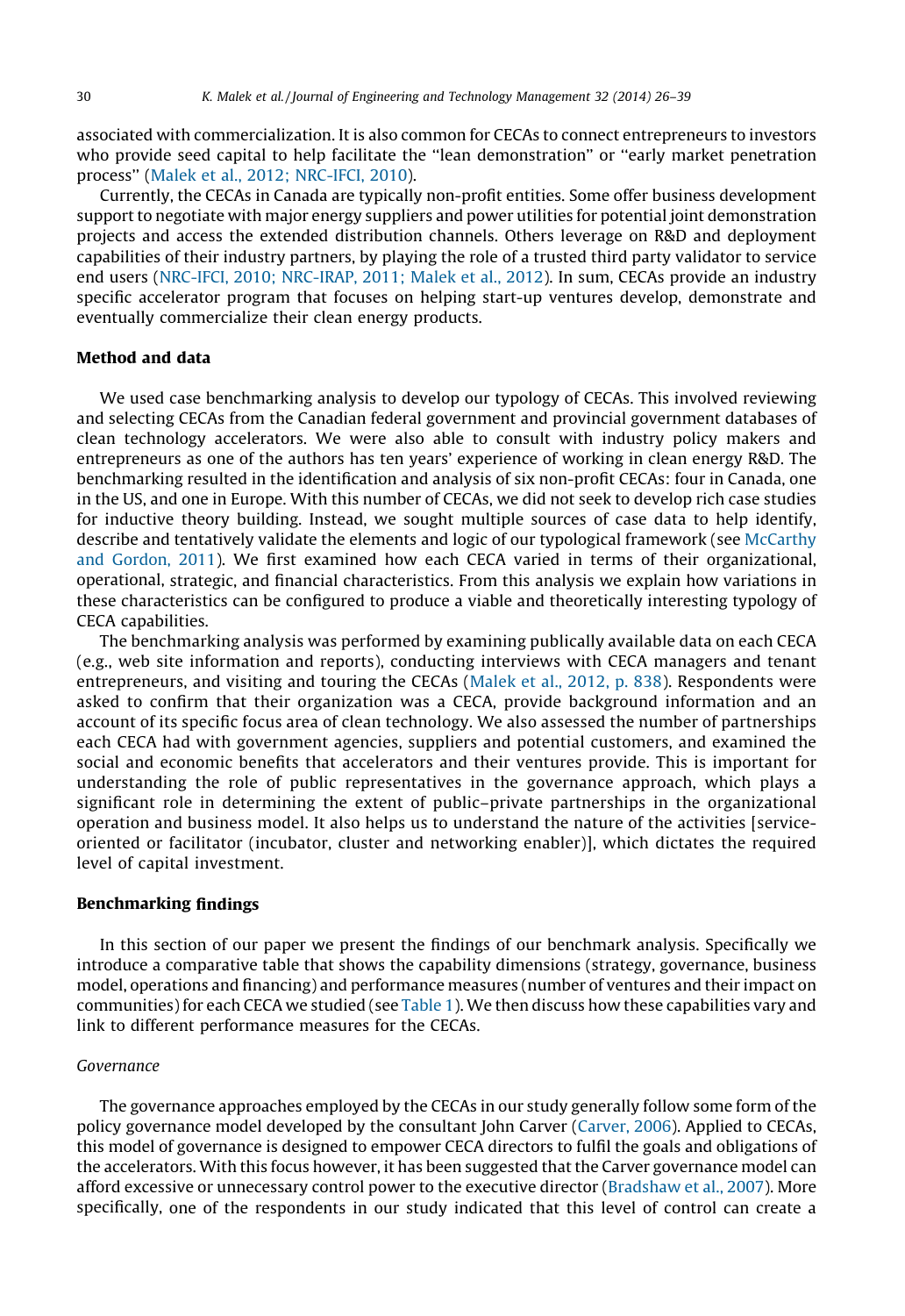associated with commercialization. It is also common for CECAs to connect entrepreneurs to investors who provide seed capital to help facilitate the ''lean demonstration'' or ''early market penetration process'' (Malek et al., 2012; NRC-IFCI, 2010).

Currently, the CECAs in Canada are typically non-profit entities. Some offer business development support to negotiate with major energy suppliers and power utilities for potential joint demonstration projects and access the extended distribution channels. Others leverage on R&D and deployment capabilities of their industry partners, by playing the role of a trusted third party validator to service end users (NRC-IFCI, 2010; NRC-IRAP, 2011; Malek et al., 2012). In sum, CECAs provide an industry specific accelerator program that focuses on helping start-up ventures develop, demonstrate and eventually commercialize their clean energy products.

## Method and data

We used case benchmarking analysis to develop our typology of CECAs. This involved reviewing and selecting CECAs from the Canadian federal government and provincial government databases of clean technology accelerators. We were also able to consult with industry policy makers and entrepreneurs as one of the authors has ten years' experience of working in clean energy R&D. The benchmarking resulted in the identification and analysis of six non-profit CECAs: four in Canada, one in the US, and one in Europe. With this number of CECAs, we did not seek to develop rich case studies for inductive theory building. Instead, we sought multiple sources of case data to help identify, describe and tentatively validate the elements and logic of our typological framework (see McCarthy and Gordon, 2011). We first examined how each CECA varied in terms of their organizational, operational, strategic, and financial characteristics. From this analysis we explain how variations in these characteristics can be configured to produce a viable and theoretically interesting typology of CECA capabilities.

The benchmarking analysis was performed by examining publically available data on each CECA (e.g., web site information and reports), conducting interviews with CECA managers and tenant entrepreneurs, and visiting and touring the CECAs (Malek et al., 2012, p. 838). Respondents were asked to confirm that their organization was a CECA, provide background information and an account of its specific focus area of clean technology. We also assessed the number of partnerships each CECA had with government agencies, suppliers and potential customers, and examined the social and economic benefits that accelerators and their ventures provide. This is important for understanding the role of public representatives in the governance approach, which plays a significant role in determining the extent of public–private partnerships in the organizational operation and business model. It also helps us to understand the nature of the activities [service-oriented or facilitator (incubator, cluster and networking enabler)], which dictates the required level of capital investment.

## Benchmarking findings

In this section of our paper we present the findings of our benchmark analysis. Specifically we introduce a comparative table that shows the capability dimensions (strategy, governance, business model, operations and financing) and performance measures (number of ventures and their impact on communities) for each CECA we studied (see Table 1). We then discuss how these capabilities vary and link to different performance measures for the CECAs.

### *Governance*

The governance approaches employed by the CECAs in our study generally follow some form of the policy governance model developed by the consultant John Carver (Carver, 2006). Applied to CECAs, this model of governance is designed to empower CECA directors to fulfil the goals and obligations of the accelerators. With this focus however, it has been suggested that the Carver governance model can afford excessive or unnecessary control power to the executive director (Bradshaw et al., 2007). More specifically, one of the respondents in our study indicated that this level of control can create a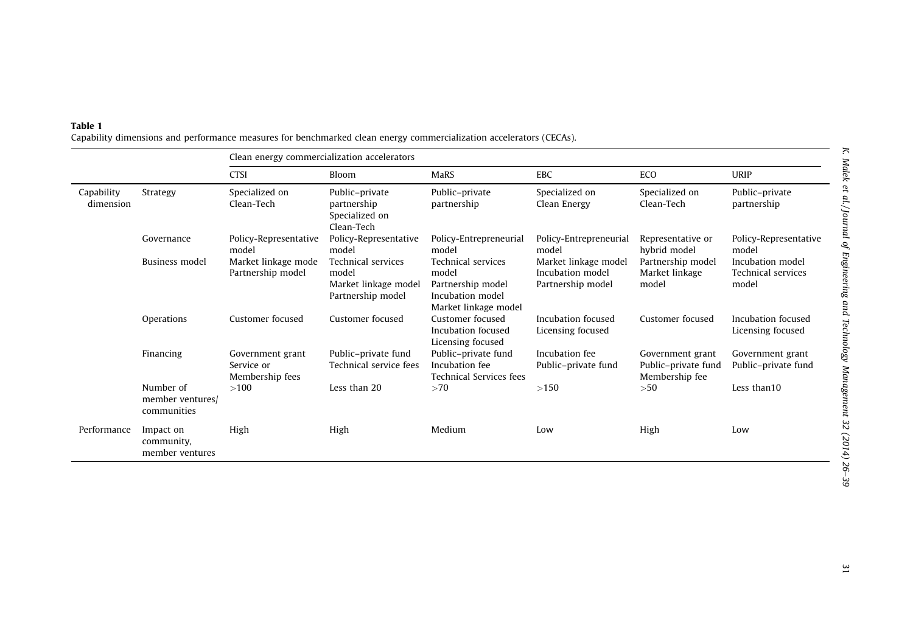**Table 1**
Capability dimensions and performance measures for benchmarked clean energy commercialization accelerators (CECAs).

| | | Clean energy commercialization accelerators | | | | | |
|---|---|---|---|---|---|---|---|
| | | CTSI | Bloom | MaRS | EBC | ECO | URIP |
| Capability dimension | Strategy | Specialized on Clean-Tech | Public–private partnership Specialized on Clean-Tech | Public–private partnership | Specialized on Clean Energy | Specialized on Clean-Tech | Public–private partnership |
| | Governance | Policy-Representative model | Policy-Representative model | Policy-Entrepreneurial model | Policy-Entrepreneurial model | Representative or hybrid model | Policy-Representative model |
| | Business model | Market linkage mode Partnership model | Technical services model Market linkage model Partnership model | Technical services model Partnership model Incubation model Market linkage model | Market linkage model Incubation model Partnership model | Partnership model Market linkage model | Incubation model Technical services model |
| | Operations | Customer focused | Customer focused | Customer focused Incubation focused Licensing focused | Incubation focused Licensing focused | Customer focused | Incubation focused Licensing focused |
| | Financing | Government grant Service or Membership fees | Public–private fund Technical service fees | Public–private fund Incubation fee Technical Services fees | Incubation fee Public–private fund | Government grant Public–private fund Membership fee | Government grant Public–private fund |
| | Number of member ventures/ communities | >100 | Less than 20 | >70 | >150 | >50 | Less than10 |
| Performance | Impact on community, member ventures | High | High | Medium | Low | High | Low |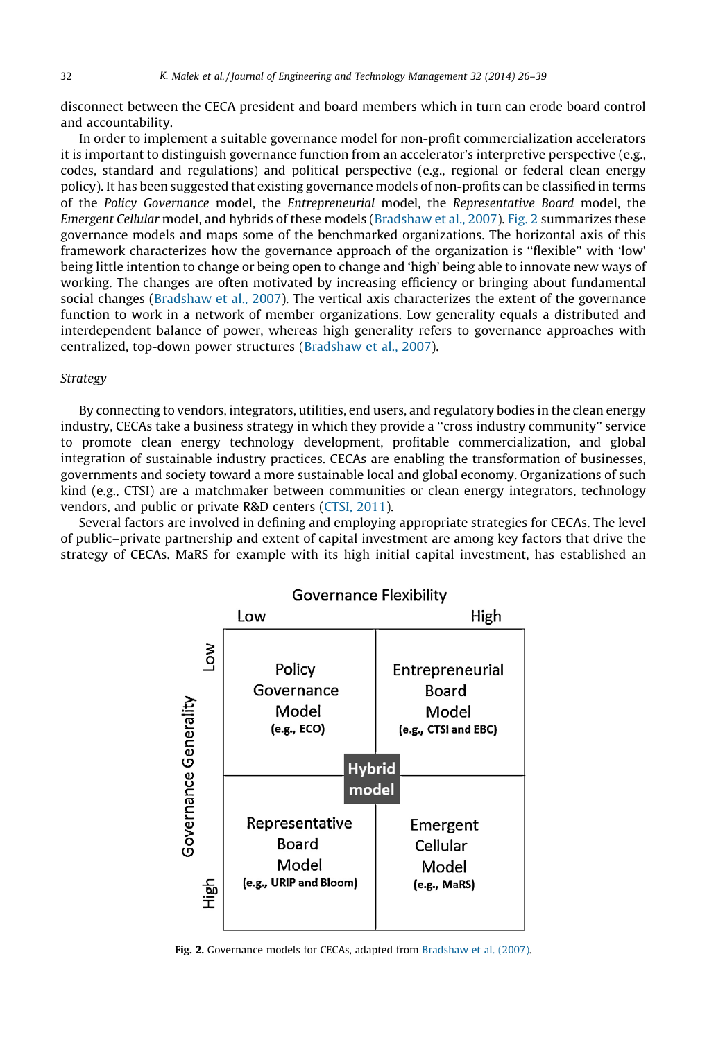disconnect between the CECA president and board members which in turn can erode board control and accountability.

In order to implement a suitable governance model for non-profit commercialization accelerators it is important to distinguish governance function from an accelerator's interpretive perspective (e.g., codes, standard and regulations) and political perspective (e.g., regional or federal clean energy policy). It has been suggested that existing governance models of non-profits can be classified in terms of the *Policy Governance* model, the *Entrepreneurial* model, the *Representative Board* model, the *Emergent Cellular* model, and hybrids of these models (Bradshaw et al., 2007). Fig. 2 summarizes these governance models and maps some of the benchmarked organizations. The horizontal axis of this framework characterizes how the governance approach of the organization is "flexible" with 'low' being little intention to change or being open to change and 'high' being able to innovate new ways of working. The changes are often motivated by increasing efficiency or bringing about fundamental social changes (Bradshaw et al., 2007). The vertical axis characterizes the extent of the governance function to work in a network of member organizations. Low generality equals a distributed and interdependent balance of power, whereas high generality refers to governance approaches with centralized, top-down power structures (Bradshaw et al., 2007).

*Strategy*

By connecting to vendors, integrators, utilities, end users, and regulatory bodies in the clean energy industry, CECAs take a business strategy in which they provide a "cross industry community" service to promote clean energy technology development, profitable commercialization, and global integration of sustainable industry practices. CECAs are enabling the transformation of businesses, governments and society toward a more sustainable local and global economy. Organizations of such kind (e.g., CTSI) are a matchmaker between communities or clean energy integrators, technology vendors, and public or private R&D centers (CTSI, 2011).

Several factors are involved in defining and employing appropriate strategies for CECAs. The level of public–private partnership and extent of capital investment are among key factors that drive the strategy of CECAs. MaRS for example with its high initial capital investment, has established an

| Governance Generality \ Governance Flexibility | Low | High |
|---|---|---|
| Low | Policy Governance Model (e.g., ECO) | Entrepreneurial Board Model (e.g., CTSI and EBC) |
| High | Representative Board Model (e.g., URIP and Bloom) | Emergent Cellular Model (e.g., MaRS) |

(Hybrid model at the center)

**Fig. 2.** Governance models for CECAs, adapted from Bradshaw et al. (2007).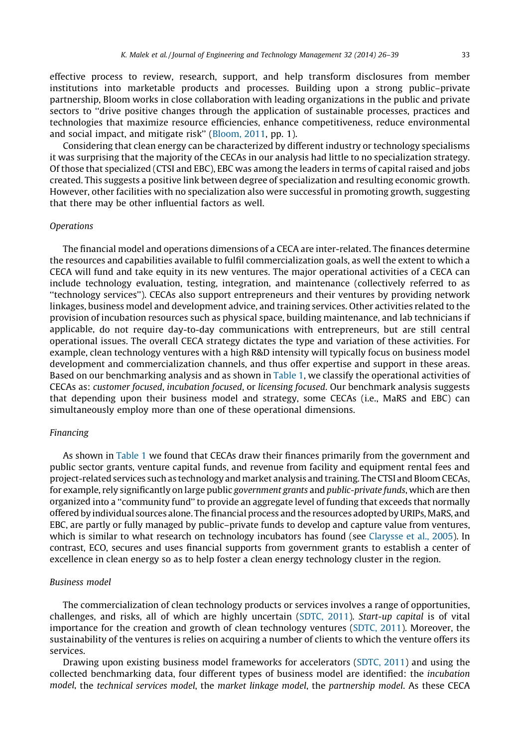effective process to review, research, support, and help transform disclosures from member institutions into marketable products and processes. Building upon a strong public–private partnership, Bloom works in close collaboration with leading organizations in the public and private sectors to ''drive positive changes through the application of sustainable processes, practices and technologies that maximize resource efficiencies, enhance competitiveness, reduce environmental and social impact, and mitigate risk'' (Bloom, 2011, pp. 1).

Considering that clean energy can be characterized by different industry or technology specialisms it was surprising that the majority of the CECAs in our analysis had little to no specialization strategy. Of those that specialized (CTSI and EBC), EBC was among the leaders in terms of capital raised and jobs created. This suggests a positive link between degree of specialization and resulting economic growth. However, other facilities with no specialization also were successful in promoting growth, suggesting that there may be other influential factors as well.

*Operations*

The financial model and operations dimensions of a CECA are inter-related. The finances determine the resources and capabilities available to fulfil commercialization goals, as well the extent to which a CECA will fund and take equity in its new ventures. The major operational activities of a CECA can include technology evaluation, testing, integration, and maintenance (collectively referred to as ''technology services''). CECAs also support entrepreneurs and their ventures by providing network linkages, business model and development advice, and training services. Other activities related to the provision of incubation resources such as physical space, building maintenance, and lab technicians if applicable, do not require day-to-day communications with entrepreneurs, but are still central operational issues. The overall CECA strategy dictates the type and variation of these activities. For example, clean technology ventures with a high R&D intensity will typically focus on business model development and commercialization channels, and thus offer expertise and support in these areas. Based on our benchmarking analysis and as shown in Table 1, we classify the operational activities of CECAs as: *customer focused*, *incubation focused*, or *licensing focused*. Our benchmark analysis suggests that depending upon their business model and strategy, some CECAs (i.e., MaRS and EBC) can simultaneously employ more than one of these operational dimensions.

*Financing*

As shown in Table 1 we found that CECAs draw their finances primarily from the government and public sector grants, venture capital funds, and revenue from facility and equipment rental fees and project-related services such as technology and market analysis and training. The CTSI and Bloom CECAs, for example, rely significantly on large public *government grants* and *public-private funds*, which are then organized into a ''community fund'' to provide an aggregate level of funding that exceeds that normally offered by individual sources alone. The financial process and the resources adopted by URIPs, MaRS, and EBC, are partly or fully managed by public–private funds to develop and capture value from ventures, which is similar to what research on technology incubators has found (see Clarysse et al., 2005). In contrast, ECO, secures and uses financial supports from government grants to establish a center of excellence in clean energy so as to help foster a clean energy technology cluster in the region.

*Business model*

The commercialization of clean technology products or services involves a range of opportunities, challenges, and risks, all of which are highly uncertain (SDTC, 2011). *Start-up capital* is of vital importance for the creation and growth of clean technology ventures (SDTC, 2011). Moreover, the sustainability of the ventures is relies on acquiring a number of clients to which the venture offers its services.

Drawing upon existing business model frameworks for accelerators (SDTC, 2011) and using the collected benchmarking data, four different types of business model are identified: the *incubation model*, the *technical services model*, the *market linkage model*, the *partnership model*. As these CECA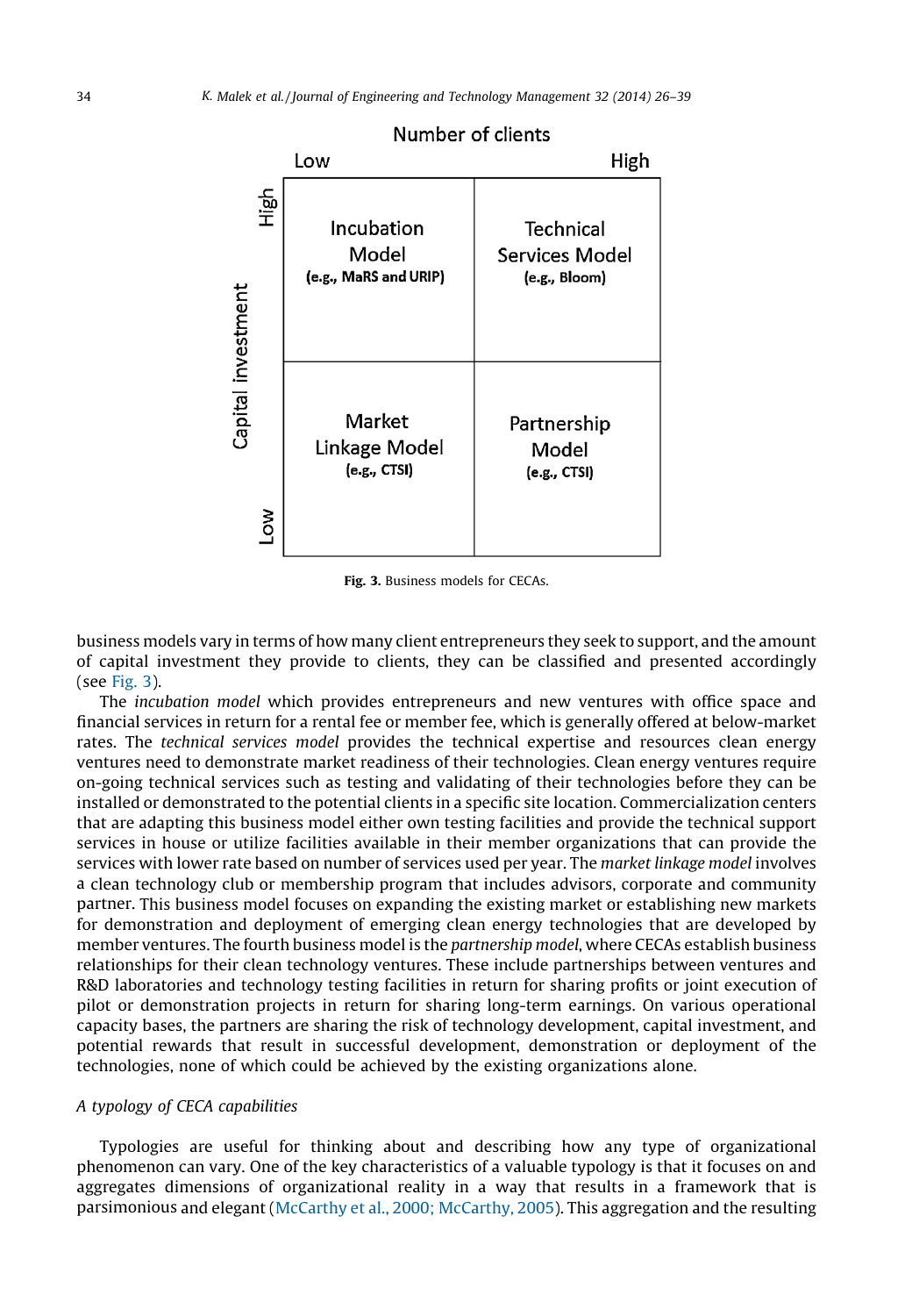Number of clients

Low

High

Capital investment

High

Low

Incubation Model (e.g., MaRS and URIP)

Technical Services Model (e.g., Bloom)

Market Linkage Model (e.g., CTSI)

Partnership Model (e.g., CTSI)

**Fig. 3.** Business models for CECAs.

business models vary in terms of how many client entrepreneurs they seek to support, and the amount of capital investment they provide to clients, they can be classified and presented accordingly (see Fig. 3).

The *incubation model* which provides entrepreneurs and new ventures with office space and financial services in return for a rental fee or member fee, which is generally offered at below-market rates. The *technical services model* provides the technical expertise and resources clean energy ventures need to demonstrate market readiness of their technologies. Clean energy ventures require on-going technical services such as testing and validating of their technologies before they can be installed or demonstrated to the potential clients in a specific site location. Commercialization centers that are adapting this business model either own testing facilities and provide the technical support services in house or utilize facilities available in their member organizations that can provide the services with lower rate based on number of services used per year. The *market linkage model* involves a clean technology club or membership program that includes advisors, corporate and community partner. This business model focuses on expanding the existing market or establishing new markets for demonstration and deployment of emerging clean energy technologies that are developed by member ventures. The fourth business model is the *partnership model*, where CECAs establish business relationships for their clean technology ventures. These include partnerships between ventures and R&D laboratories and technology testing facilities in return for sharing profits or joint execution of pilot or demonstration projects in return for sharing long-term earnings. On various operational capacity bases, the partners are sharing the risk of technology development, capital investment, and potential rewards that result in successful development, demonstration or deployment of the technologies, none of which could be achieved by the existing organizations alone.

### *A typology of CECA capabilities*

Typologies are useful for thinking about and describing how any type of organizational phenomenon can vary. One of the key characteristics of a valuable typology is that it focuses on and aggregates dimensions of organizational reality in a way that results in a framework that is parsimonious and elegant (McCarthy et al., 2000; McCarthy, 2005). This aggregation and the resulting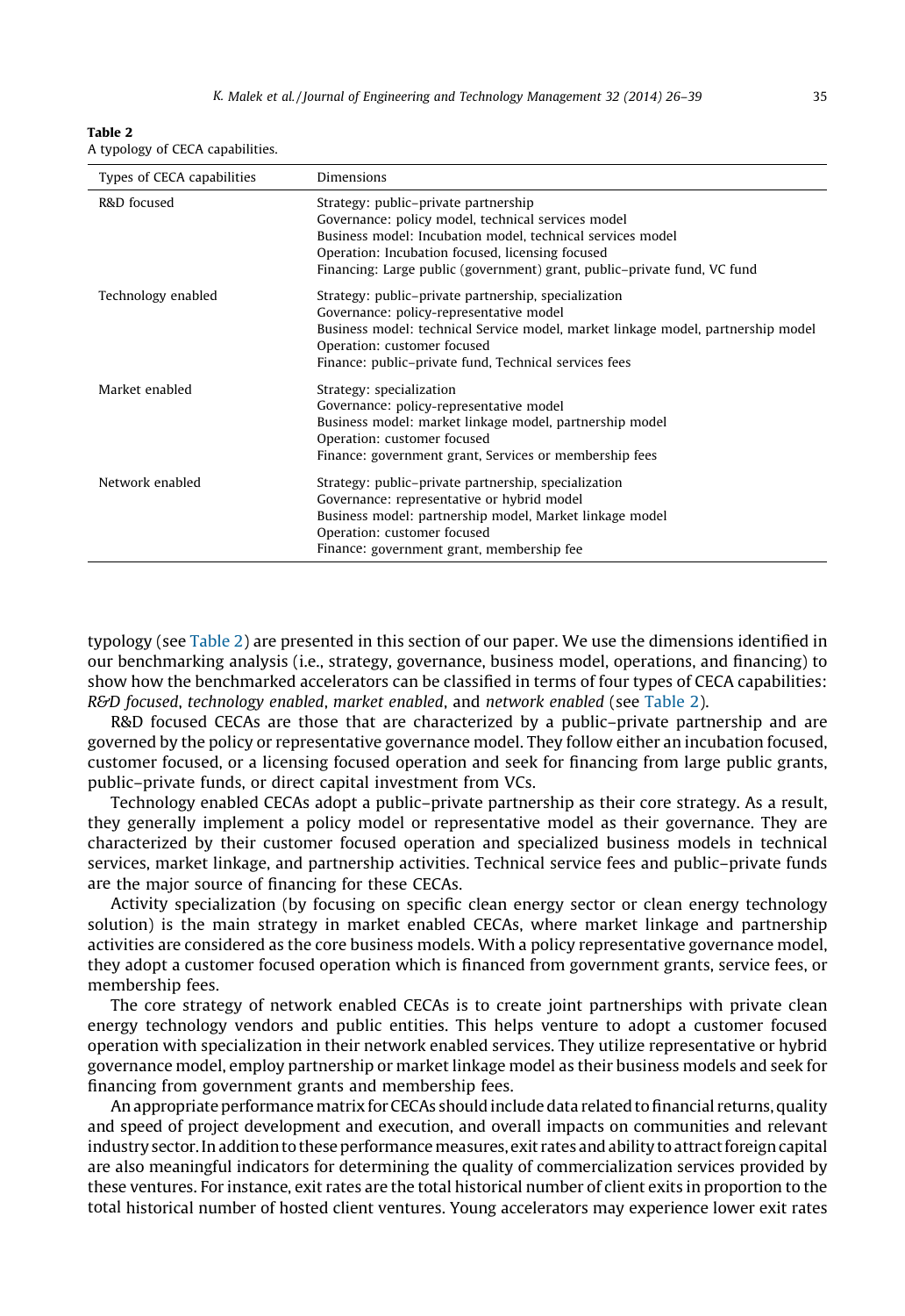**Table 2**
A typology of CECA capabilities.

| Types of CECA capabilities | Dimensions |
|---|---|
| R&D focused | Strategy: public–private partnership<br>Governance: policy model, technical services model<br>Business model: Incubation model, technical services model<br>Operation: Incubation focused, licensing focused<br>Financing: Large public (government) grant, public–private fund, VC fund |
| Technology enabled | Strategy: public–private partnership, specialization<br>Governance: policy-representative model<br>Business model: technical Service model, market linkage model, partnership model<br>Operation: customer focused<br>Finance: public–private fund, Technical services fees |
| Market enabled | Strategy: specialization<br>Governance: policy-representative model<br>Business model: market linkage model, partnership model<br>Operation: customer focused<br>Finance: government grant, Services or membership fees |
| Network enabled | Strategy: public–private partnership, specialization<br>Governance: representative or hybrid model<br>Business model: partnership model, Market linkage model<br>Operation: customer focused<br>Finance: government grant, membership fee |

typology (see Table 2) are presented in this section of our paper. We use the dimensions identified in our benchmarking analysis (i.e., strategy, governance, business model, operations, and financing) to show how the benchmarked accelerators can be classified in terms of four types of CECA capabilities: *R&D focused*, *technology enabled*, *market enabled*, and *network enabled* (see Table 2).

R&D focused CECAs are those that are characterized by a public–private partnership and are governed by the policy or representative governance model. They follow either an incubation focused, customer focused, or a licensing focused operation and seek for financing from large public grants, public–private funds, or direct capital investment from VCs.

Technology enabled CECAs adopt a public–private partnership as their core strategy. As a result, they generally implement a policy model or representative model as their governance. They are characterized by their customer focused operation and specialized business models in technical services, market linkage, and partnership activities. Technical service fees and public–private funds are the major source of financing for these CECAs.

Activity specialization (by focusing on specific clean energy sector or clean energy technology solution) is the main strategy in market enabled CECAs, where market linkage and partnership activities are considered as the core business models. With a policy representative governance model, they adopt a customer focused operation which is financed from government grants, service fees, or membership fees.

The core strategy of network enabled CECAs is to create joint partnerships with private clean energy technology vendors and public entities. This helps venture to adopt a customer focused operation with specialization in their network enabled services. They utilize representative or hybrid governance model, employ partnership or market linkage model as their business models and seek for financing from government grants and membership fees.

An appropriate performance matrix for CECAs should include data related to financial returns, quality and speed of project development and execution, and overall impacts on communities and relevant industry sector. In addition to these performance measures, exit rates and ability to attract foreign capital are also meaningful indicators for determining the quality of commercialization services provided by these ventures. For instance, exit rates are the total historical number of client exits in proportion to the total historical number of hosted client ventures. Young accelerators may experience lower exit rates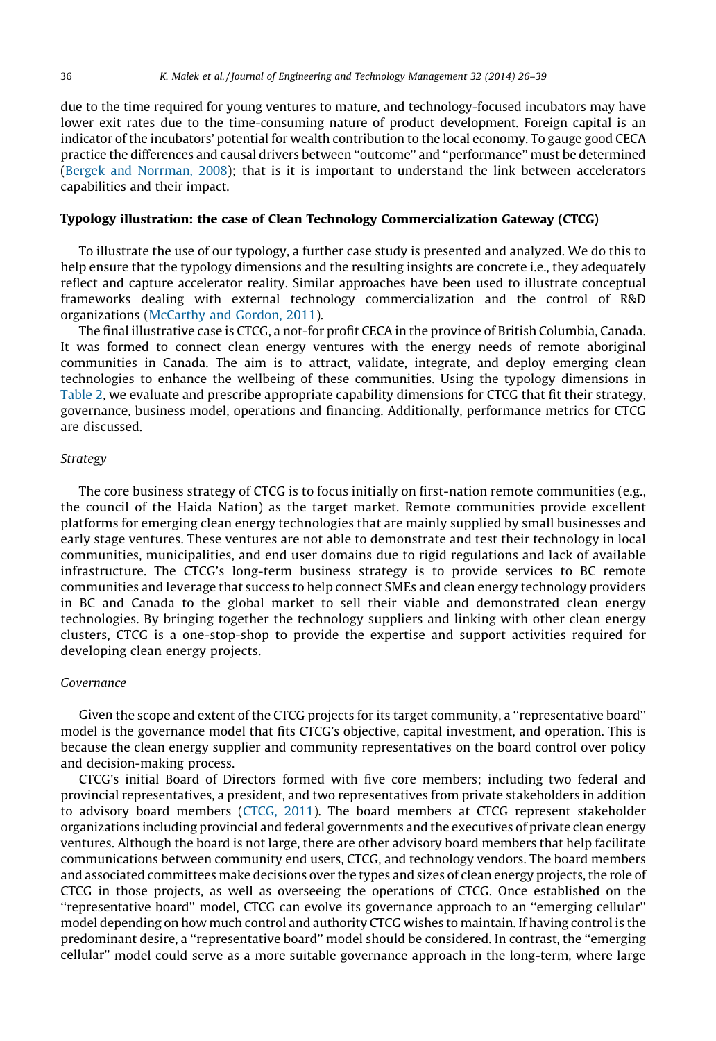due to the time required for young ventures to mature, and technology-focused incubators may have lower exit rates due to the time-consuming nature of product development. Foreign capital is an indicator of the incubators' potential for wealth contribution to the local economy. To gauge good CECA practice the differences and causal drivers between ''outcome'' and ''performance'' must be determined (Bergek and Norrman, 2008); that is it is important to understand the link between accelerators capabilities and their impact.

## Typology illustration: the case of Clean Technology Commercialization Gateway (CTCG)

To illustrate the use of our typology, a further case study is presented and analyzed. We do this to help ensure that the typology dimensions and the resulting insights are concrete i.e., they adequately reflect and capture accelerator reality. Similar approaches have been used to illustrate conceptual frameworks dealing with external technology commercialization and the control of R&D organizations (McCarthy and Gordon, 2011).

The final illustrative case is CTCG, a not-for profit CECA in the province of British Columbia, Canada. It was formed to connect clean energy ventures with the energy needs of remote aboriginal communities in Canada. The aim is to attract, validate, integrate, and deploy emerging clean technologies to enhance the wellbeing of these communities. Using the typology dimensions in Table 2, we evaluate and prescribe appropriate capability dimensions for CTCG that fit their strategy, governance, business model, operations and financing. Additionally, performance metrics for CTCG are discussed.

### *Strategy*

The core business strategy of CTCG is to focus initially on first-nation remote communities (e.g., the council of the Haida Nation) as the target market. Remote communities provide excellent platforms for emerging clean energy technologies that are mainly supplied by small businesses and early stage ventures. These ventures are not able to demonstrate and test their technology in local communities, municipalities, and end user domains due to rigid regulations and lack of available infrastructure. The CTCG's long-term business strategy is to provide services to BC remote communities and leverage that success to help connect SMEs and clean energy technology providers in BC and Canada to the global market to sell their viable and demonstrated clean energy technologies. By bringing together the technology suppliers and linking with other clean energy clusters, CTCG is a one-stop-shop to provide the expertise and support activities required for developing clean energy projects.

### *Governance*

Given the scope and extent of the CTCG projects for its target community, a ''representative board'' model is the governance model that fits CTCG's objective, capital investment, and operation. This is because the clean energy supplier and community representatives on the board control over policy and decision-making process.

CTCG's initial Board of Directors formed with five core members; including two federal and provincial representatives, a president, and two representatives from private stakeholders in addition to advisory board members (CTCG, 2011). The board members at CTCG represent stakeholder organizations including provincial and federal governments and the executives of private clean energy ventures. Although the board is not large, there are other advisory board members that help facilitate communications between community end users, CTCG, and technology vendors. The board members and associated committees make decisions over the types and sizes of clean energy projects, the role of CTCG in those projects, as well as overseeing the operations of CTCG. Once established on the ''representative board'' model, CTCG can evolve its governance approach to an ''emerging cellular'' model depending on how much control and authority CTCG wishes to maintain. If having control is the predominant desire, a ''representative board'' model should be considered. In contrast, the ''emerging cellular'' model could serve as a more suitable governance approach in the long-term, where large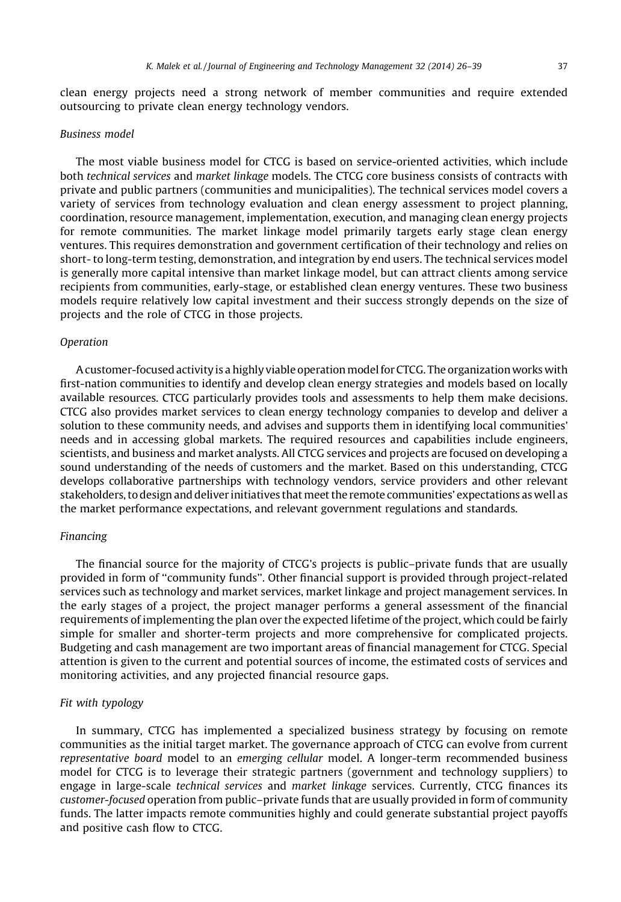clean energy projects need a strong network of member communities and require extended outsourcing to private clean energy technology vendors.

*Business model*

The most viable business model for CTCG is based on service-oriented activities, which include both *technical services* and *market linkage* models. The CTCG core business consists of contracts with private and public partners (communities and municipalities). The technical services model covers a variety of services from technology evaluation and clean energy assessment to project planning, coordination, resource management, implementation, execution, and managing clean energy projects for remote communities. The market linkage model primarily targets early stage clean energy ventures. This requires demonstration and government certification of their technology and relies on short- to long-term testing, demonstration, and integration by end users. The technical services model is generally more capital intensive than market linkage model, but can attract clients among service recipients from communities, early-stage, or established clean energy ventures. These two business models require relatively low capital investment and their success strongly depends on the size of projects and the role of CTCG in those projects.

*Operation*

A customer-focused activity is a highly viable operation model for CTCG. The organization works with first-nation communities to identify and develop clean energy strategies and models based on locally available resources. CTCG particularly provides tools and assessments to help them make decisions. CTCG also provides market services to clean energy technology companies to develop and deliver a solution to these community needs, and advises and supports them in identifying local communities' needs and in accessing global markets. The required resources and capabilities include engineers, scientists, and business and market analysts. All CTCG services and projects are focused on developing a sound understanding of the needs of customers and the market. Based on this understanding, CTCG develops collaborative partnerships with technology vendors, service providers and other relevant stakeholders, to design and deliver initiatives that meet the remote communities' expectations as well as the market performance expectations, and relevant government regulations and standards.

*Financing*

The financial source for the majority of CTCG's projects is public–private funds that are usually provided in form of "community funds". Other financial support is provided through project-related services such as technology and market services, market linkage and project management services. In the early stages of a project, the project manager performs a general assessment of the financial requirements of implementing the plan over the expected lifetime of the project, which could be fairly simple for smaller and shorter-term projects and more comprehensive for complicated projects. Budgeting and cash management are two important areas of financial management for CTCG. Special attention is given to the current and potential sources of income, the estimated costs of services and monitoring activities, and any projected financial resource gaps.

*Fit with typology*

In summary, CTCG has implemented a specialized business strategy by focusing on remote communities as the initial target market. The governance approach of CTCG can evolve from current *representative board* model to an *emerging cellular* model. A longer-term recommended business model for CTCG is to leverage their strategic partners (government and technology suppliers) to engage in large-scale *technical services* and *market linkage* services. Currently, CTCG finances its *customer-focused* operation from public–private funds that are usually provided in form of community funds. The latter impacts remote communities highly and could generate substantial project payoffs and positive cash flow to CTCG.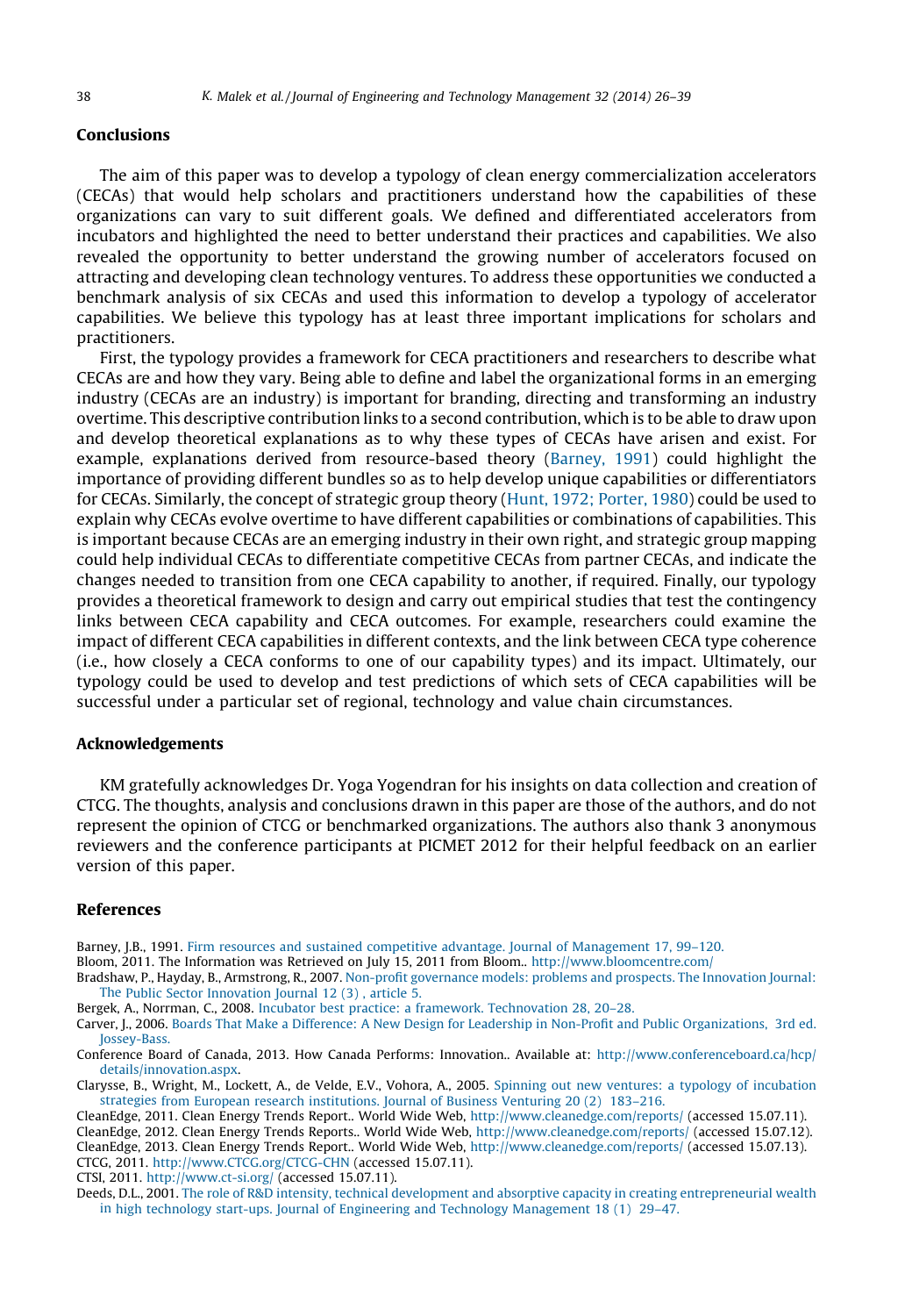## Conclusions

The aim of this paper was to develop a typology of clean energy commercialization accelerators (CECAs) that would help scholars and practitioners understand how the capabilities of these organizations can vary to suit different goals. We defined and differentiated accelerators from incubators and highlighted the need to better understand their practices and capabilities. We also revealed the opportunity to better understand the growing number of accelerators focused on attracting and developing clean technology ventures. To address these opportunities we conducted a benchmark analysis of six CECAs and used this information to develop a typology of accelerator capabilities. We believe this typology has at least three important implications for scholars and practitioners.

First, the typology provides a framework for CECA practitioners and researchers to describe what CECAs are and how they vary. Being able to define and label the organizational forms in an emerging industry (CECAs are an industry) is important for branding, directing and transforming an industry overtime. This descriptive contribution links to a second contribution, which is to be able to draw upon and develop theoretical explanations as to why these types of CECAs have arisen and exist. For example, explanations derived from resource-based theory (Barney, 1991) could highlight the importance of providing different bundles so as to help develop unique capabilities or differentiators for CECAs. Similarly, the concept of strategic group theory (Hunt, 1972; Porter, 1980) could be used to explain why CECAs evolve overtime to have different capabilities or combinations of capabilities. This is important because CECAs are an emerging industry in their own right, and strategic group mapping could help individual CECAs to differentiate competitive CECAs from partner CECAs, and indicate the changes needed to transition from one CECA capability to another, if required. Finally, our typology provides a theoretical framework to design and carry out empirical studies that test the contingency links between CECA capability and CECA outcomes. For example, researchers could examine the impact of different CECA capabilities in different contexts, and the link between CECA type coherence (i.e., how closely a CECA conforms to one of our capability types) and its impact. Ultimately, our typology could be used to develop and test predictions of which sets of CECA capabilities will be successful under a particular set of regional, technology and value chain circumstances.

## Acknowledgements

KM gratefully acknowledges Dr. Yoga Yogendran for his insights on data collection and creation of CTCG. The thoughts, analysis and conclusions drawn in this paper are those of the authors, and do not represent the opinion of CTCG or benchmarked organizations. The authors also thank 3 anonymous reviewers and the conference participants at PICMET 2012 for their helpful feedback on an earlier version of this paper.

## References

Barney, J.B., 1991. Firm resources and sustained competitive advantage. Journal of Management 17, 99–120.

Bloom, 2011. The Information was Retrieved on July 15, 2011 from Bloom.. http://www.bloomcentre.com/

Bradshaw, P., Hayday, B., Armstrong, R., 2007. Non-profit governance models: problems and prospects. The Innovation Journal: The Public Sector Innovation Journal 12 (3) , article 5.

Bergek, A., Norrman, C., 2008. Incubator best practice: a framework. Technovation 28, 20–28.

Carver, J., 2006. Boards That Make a Difference: A New Design for Leadership in Non-Profit and Public Organizations, 3rd ed. Jossey-Bass.

Conference Board of Canada, 2013. How Canada Performs: Innovation.. Available at: http://www.conferenceboard.ca/hcp/details/innovation.aspx.

Clarysse, B., Wright, M., Lockett, A., de Velde, E.V., Vohora, A., 2005. Spinning out new ventures: a typology of incubation strategies from European research institutions. Journal of Business Venturing 20 (2) 183–216.

CleanEdge, 2011. Clean Energy Trends Report.. World Wide Web, http://www.cleanedge.com/reports/ (accessed 15.07.11).

CleanEdge, 2012. Clean Energy Trends Reports.. World Wide Web, http://www.cleanedge.com/reports/ (accessed 15.07.12).

CleanEdge, 2013. Clean Energy Trends Report.. World Wide Web, http://www.cleanedge.com/reports/ (accessed 15.07.13).

CTCG, 2011. http://www.CTCG.org/CTCG-CHN (accessed 15.07.11).

CTSI, 2011. http://www.ct-si.org/ (accessed 15.07.11).

Deeds, D.L., 2001. The role of R&D intensity, technical development and absorptive capacity in creating entrepreneurial wealth in high technology start-ups. Journal of Engineering and Technology Management 18 (1) 29–47.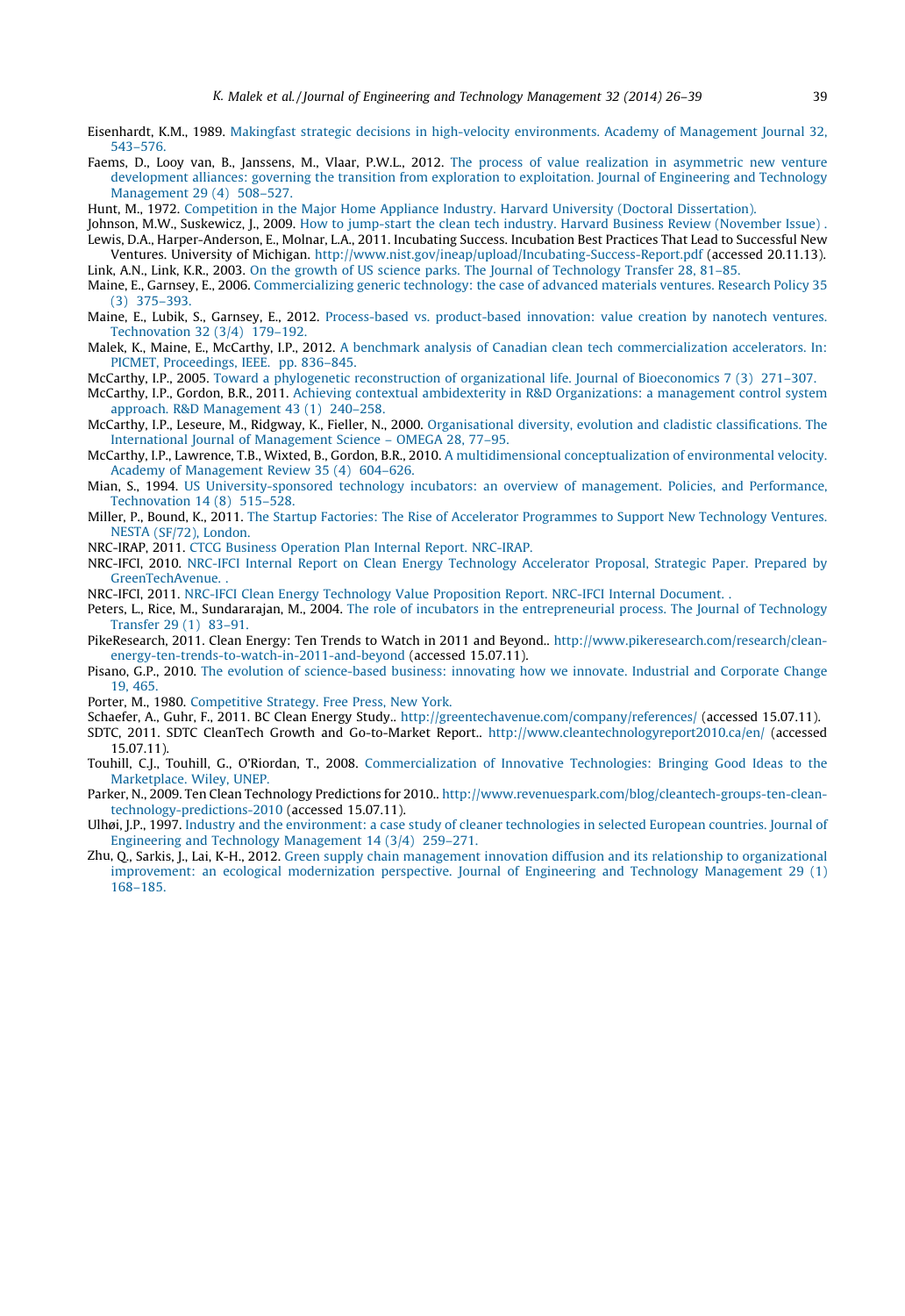Eisenhardt, K.M., 1989. Makingfast strategic decisions in high-velocity environments. Academy of Management Journal 32, 543–576.

Faems, D., Looy van, B., Janssens, M., Vlaar, P.W.L., 2012. The process of value realization in asymmetric new venture development alliances: governing the transition from exploration to exploitation. Journal of Engineering and Technology Management 29 (4) 508–527.

Hunt, M., 1972. Competition in the Major Home Appliance Industry. Harvard University (Doctoral Dissertation).

Johnson, M.W., Suskewicz, J., 2009. How to jump-start the clean tech industry. Harvard Business Review (November Issue) .

Lewis, D.A., Harper-Anderson, E., Molnar, L.A., 2011. Incubating Success. Incubation Best Practices That Lead to Successful New Ventures. University of Michigan. http://www.nist.gov/ineap/upload/Incubating-Success-Report.pdf (accessed 20.11.13).

Link, A.N., Link, K.R., 2003. On the growth of US science parks. The Journal of Technology Transfer 28, 81–85.

Maine, E., Garnsey, E., 2006. Commercializing generic technology: the case of advanced materials ventures. Research Policy 35 (3) 375–393.

Maine, E., Lubik, S., Garnsey, E., 2012. Process-based vs. product-based innovation: value creation by nanotech ventures. Technovation 32 (3/4) 179–192.

Malek, K., Maine, E., McCarthy, I.P., 2012. A benchmark analysis of Canadian clean tech commercialization accelerators. In: PICMET, Proceedings, IEEE. pp. 836–845.

McCarthy, I.P., 2005. Toward a phylogenetic reconstruction of organizational life. Journal of Bioeconomics 7 (3) 271–307.

McCarthy, I.P., Gordon, B.R., 2011. Achieving contextual ambidexterity in R&D Organizations: a management control system approach. R&D Management 43 (1) 240–258.

McCarthy, I.P., Leseure, M., Ridgway, K., Fieller, N., 2000. Organisational diversity, evolution and cladistic classifications. The International Journal of Management Science – OMEGA 28, 77–95.

McCarthy, I.P., Lawrence, T.B., Wixted, B., Gordon, B.R., 2010. A multidimensional conceptualization of environmental velocity. Academy of Management Review 35 (4) 604–626.

Mian, S., 1994. US University-sponsored technology incubators: an overview of management. Policies, and Performance, Technovation 14 (8) 515–528.

Miller, P., Bound, K., 2011. The Startup Factories: The Rise of Accelerator Programmes to Support New Technology Ventures. NESTA (SF/72), London.

NRC-IRAP, 2011. CTCG Business Operation Plan Internal Report. NRC-IRAP.

NRC-IFCI, 2010. NRC-IFCI Internal Report on Clean Energy Technology Accelerator Proposal, Strategic Paper. Prepared by GreenTechAvenue. .

NRC-IFCI, 2011. NRC-IFCI Clean Energy Technology Value Proposition Report. NRC-IFCI Internal Document. .

Peters, L., Rice, M., Sundararajan, M., 2004. The role of incubators in the entrepreneurial process. The Journal of Technology Transfer 29 (1) 83–91.

PikeResearch, 2011. Clean Energy: Ten Trends to Watch in 2011 and Beyond.. http://www.pikeresearch.com/research/clean-energy-ten-trends-to-watch-in-2011-and-beyond (accessed 15.07.11).

Pisano, G.P., 2010. The evolution of science-based business: innovating how we innovate. Industrial and Corporate Change 19, 465.

Porter, M., 1980. Competitive Strategy. Free Press, New York.

Schaefer, A., Guhr, F., 2011. BC Clean Energy Study.. http://greentechavenue.com/company/references/ (accessed 15.07.11).

SDTC, 2011. SDTC CleanTech Growth and Go-to-Market Report.. http://www.cleantechnologyreport2010.ca/en/ (accessed 15.07.11).

Touhill, C.J., Touhill, G., O'Riordan, T., 2008. Commercialization of Innovative Technologies: Bringing Good Ideas to the Marketplace. Wiley, UNEP.

Parker, N., 2009. Ten Clean Technology Predictions for 2010.. http://www.revenuespark.com/blog/cleantech-groups-ten-clean-technology-predictions-2010 (accessed 15.07.11).

Ulhøi, J.P., 1997. Industry and the environment: a case study of cleaner technologies in selected European countries. Journal of Engineering and Technology Management 14 (3/4) 259–271.

Zhu, Q., Sarkis, J., Lai, K-H., 2012. Green supply chain management innovation diffusion and its relationship to organizational improvement: an ecological modernization perspective. Journal of Engineering and Technology Management 29 (1) 168–185.